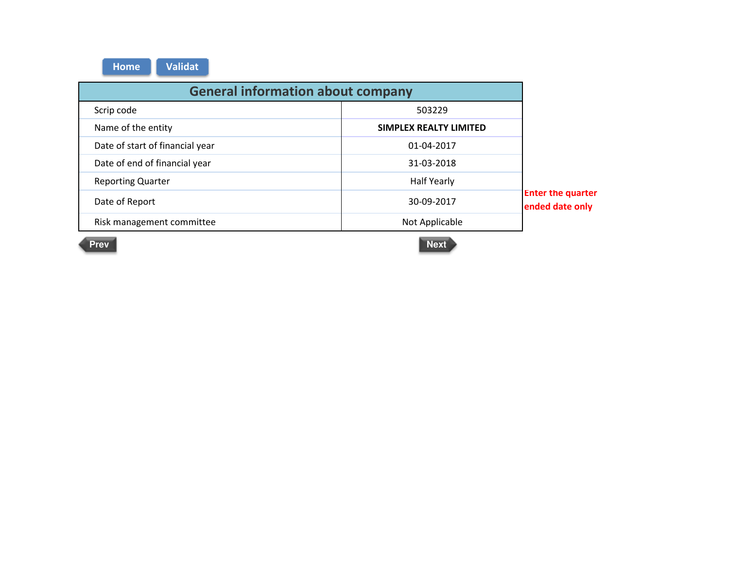Home Validat

| General information about company | |
|---|---|
| Scrip code | 503229 |
| Name of the entity | **SIMPLEX REALTY LIMITED** |
| Date of start of financial year | 01-04-2017 |
| Date of end of financial year | 31-03-2018 |
| Reporting Quarter | Half Yearly |
| Date of Report | 30-09-2017 |
| Risk management committee | Not Applicable |

**Enter the quarter ended date only**

Prev Next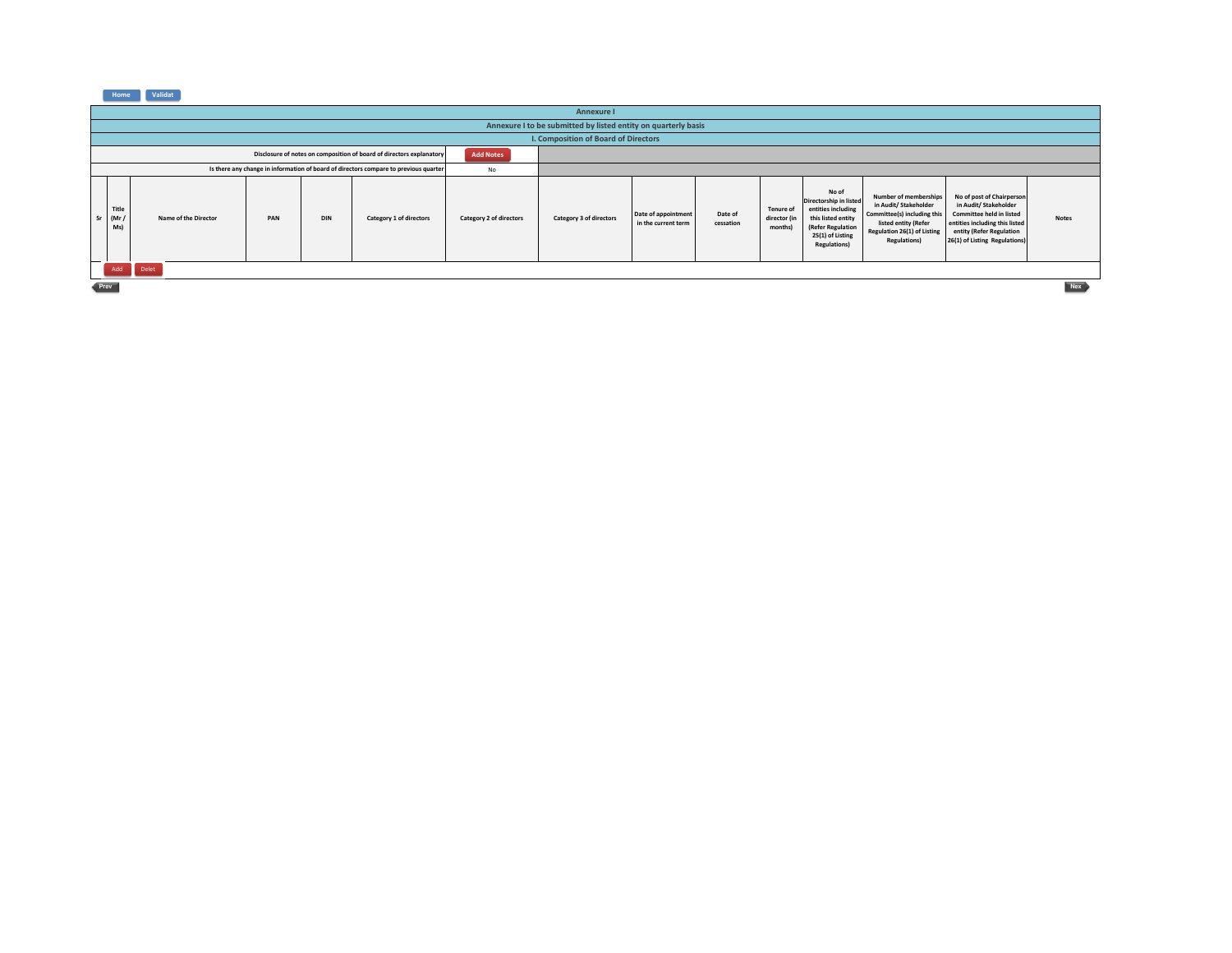Home | Validat

# Annexure I

## Annexure I to be submitted by listed entity on quarterly basis

### I. Composition of Board of Directors

| | |
|---|---|
| Disclosure of notes on composition of board of directors explanatory | Add Notes |
| Is there any change in information of board of directors compare to previous quarter | No |

| Sr | Title (Mr / Ms) | Name of the Director | PAN | DIN | Category 1 of directors | Category 2 of directors | Category 3 of directors | Date of appointment in the current term | Date of cessation | Tenure of director (in months) | No of Directorship in listed entities including this listed entity (Refer Regulation 25(1) of Listing Regulations) | Number of memberships in Audit/ Stakeholder Committee(s) including this listed entity (Refer Regulation 26(1) of Listing Regulations) | No of post of Chairperson in Audit/ Stakeholder Committee held in listed entities including this listed entity (Refer Regulation 26(1) of Listing Regulations) | Notes |
|---|---|---|---|---|---|---|---|---|---|---|---|---|---|---|

Add | Delet

Prev | Nex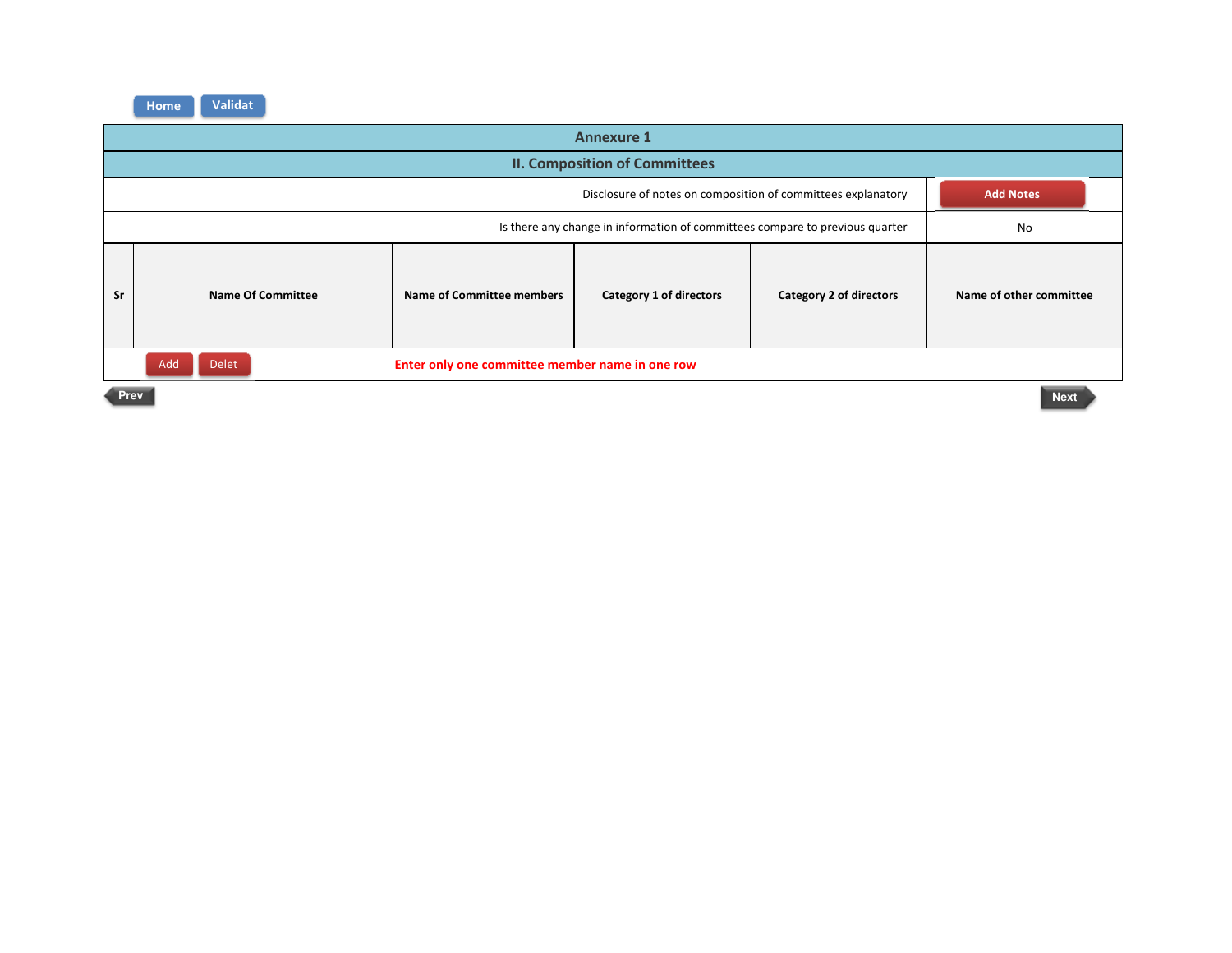Home Validat

## Annexure 1

## II. Composition of Committees

| Disclosure of notes on composition of committees explanatory | Add Notes |
|---|---|
| Is there any change in information of committees compare to previous quarter | No |

| Sr | Name Of Committee | Name of Committee members | Category 1 of directors | Category 2 of directors | Name of other committee |
|---|---|---|---|---|---|

Add Delet **Enter only one committee member name in one row**

Prev Next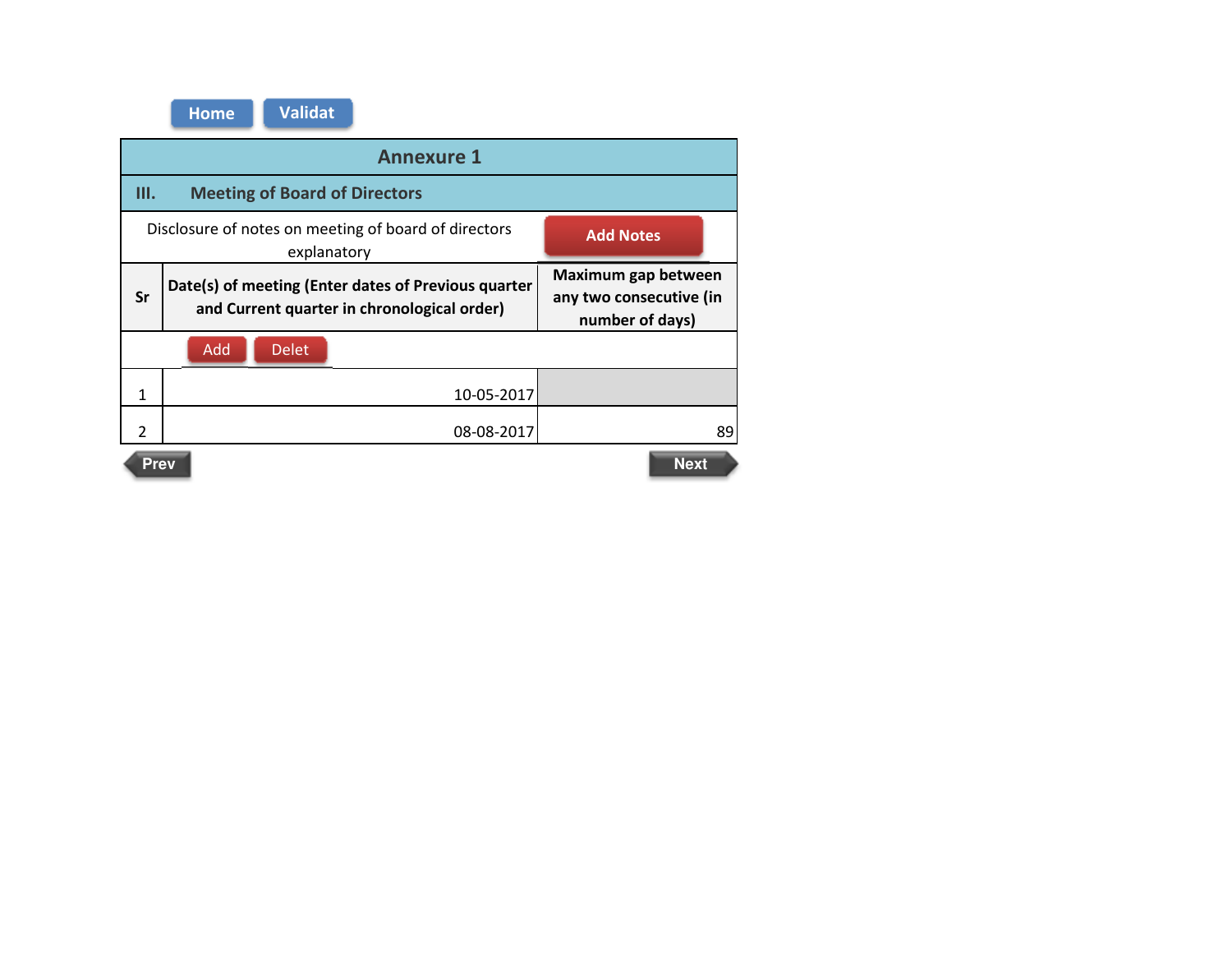Home Validat

## Annexure 1

### III. Meeting of Board of Directors

Disclosure of notes on meeting of board of directors explanatory

Add Notes

| Sr | Date(s) of meeting (Enter dates of Previous quarter and Current quarter in chronological order) | Maximum gap between any two consecutive (in number of days) |
|---|---|---|
| | Add Delet | |
| 1 | 10-05-2017 | |
| 2 | 08-08-2017 | 89 |

Prev Next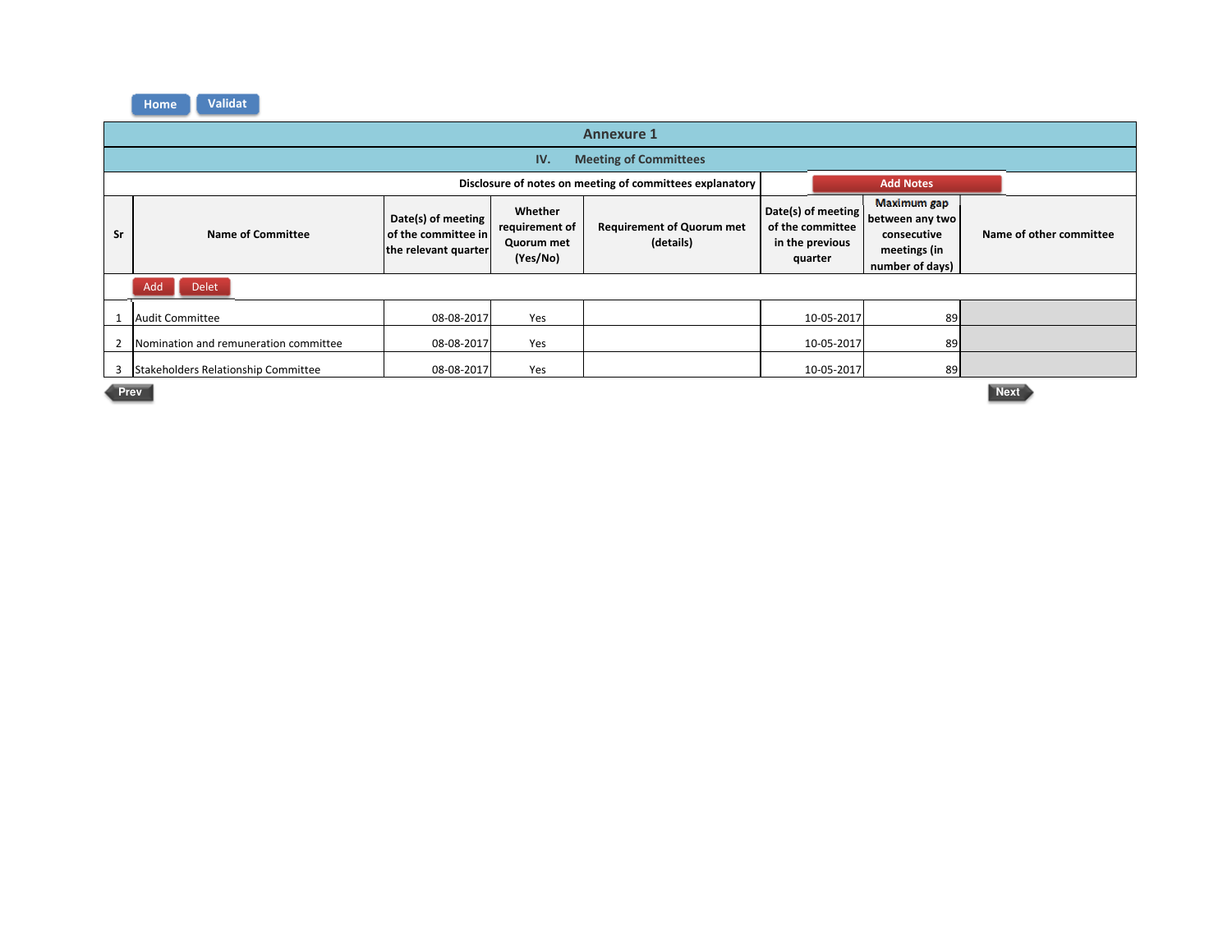# Annexure 1

## IV. Meeting of Committees

**Disclosure of notes on meeting of committees explanatory**

| Sr | Name of Committee | Date(s) of meeting of the committee in the relevant quarter | Whether requirement of Quorum met (Yes/No) | Requirement of Quorum met (details) | Date(s) of meeting of the committee in the previous quarter | Maximum gap between any two consecutive meetings (in number of days) | Name of other committee |
|---|---|---|---|---|---|---|---|
| 1 | Audit Committee | 08-08-2017 | Yes | | 10-05-2017 | 89 | |
| 2 | Nomination and remuneration committee | 08-08-2017 | Yes | | 10-05-2017 | 89 | |
| 3 | Stakeholders Relationship Committee | 08-08-2017 | Yes | | 10-05-2017 | 89 | |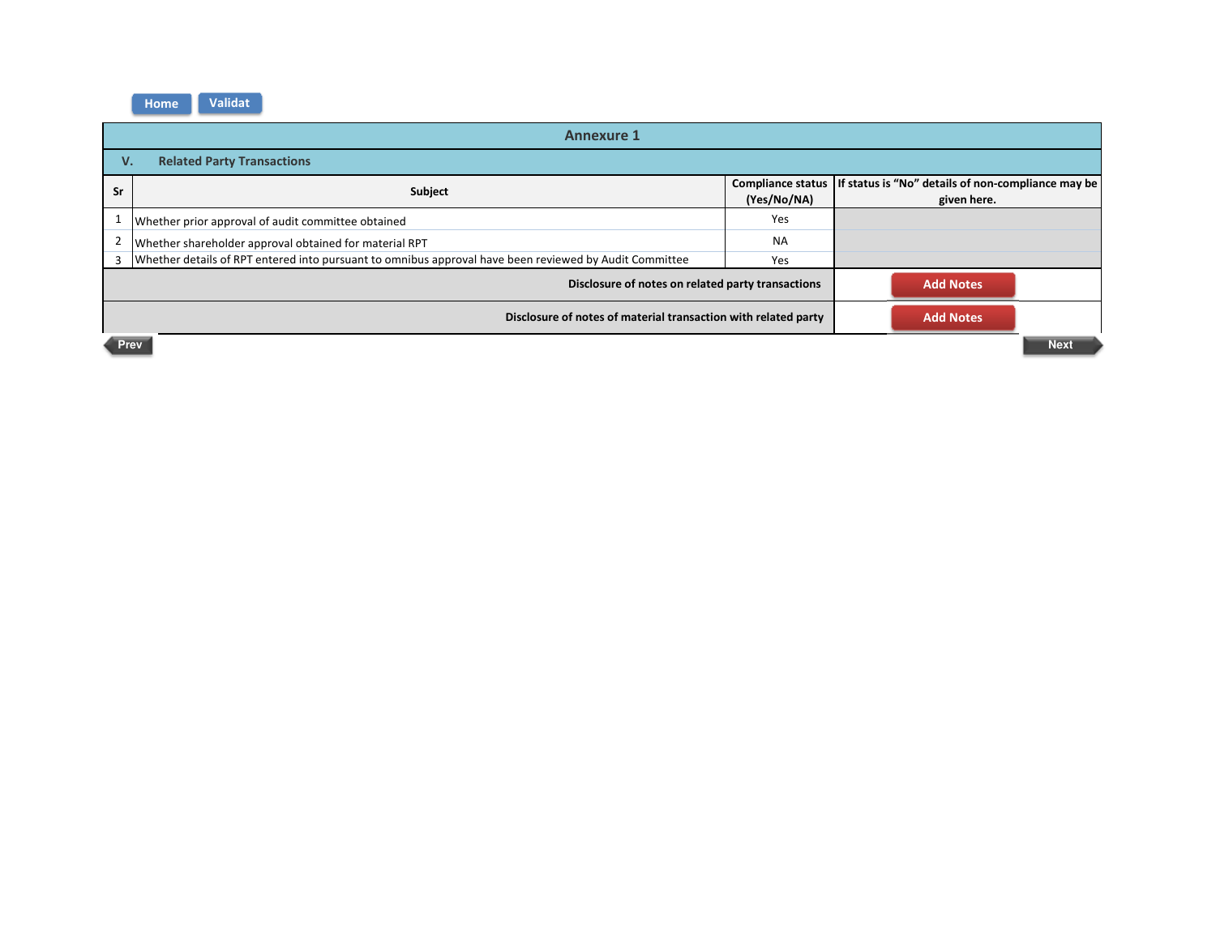Home Validat

## Annexure 1

### V. Related Party Transactions

| Sr | Subject | Compliance status (Yes/No/NA) | If status is "No" details of non-compliance may be given here. |
|---|---|---|---|
| 1 | Whether prior approval of audit committee obtained | Yes | |
| 2 | Whether shareholder approval obtained for material RPT | NA | |
| 3 | Whether details of RPT entered into pursuant to omnibus approval have been reviewed by Audit Committee | Yes | |

| | |
|---|---|
| **Disclosure of notes on related party transactions** | Add Notes |
| **Disclosure of notes of material transaction with related party** | Add Notes |

Prev Next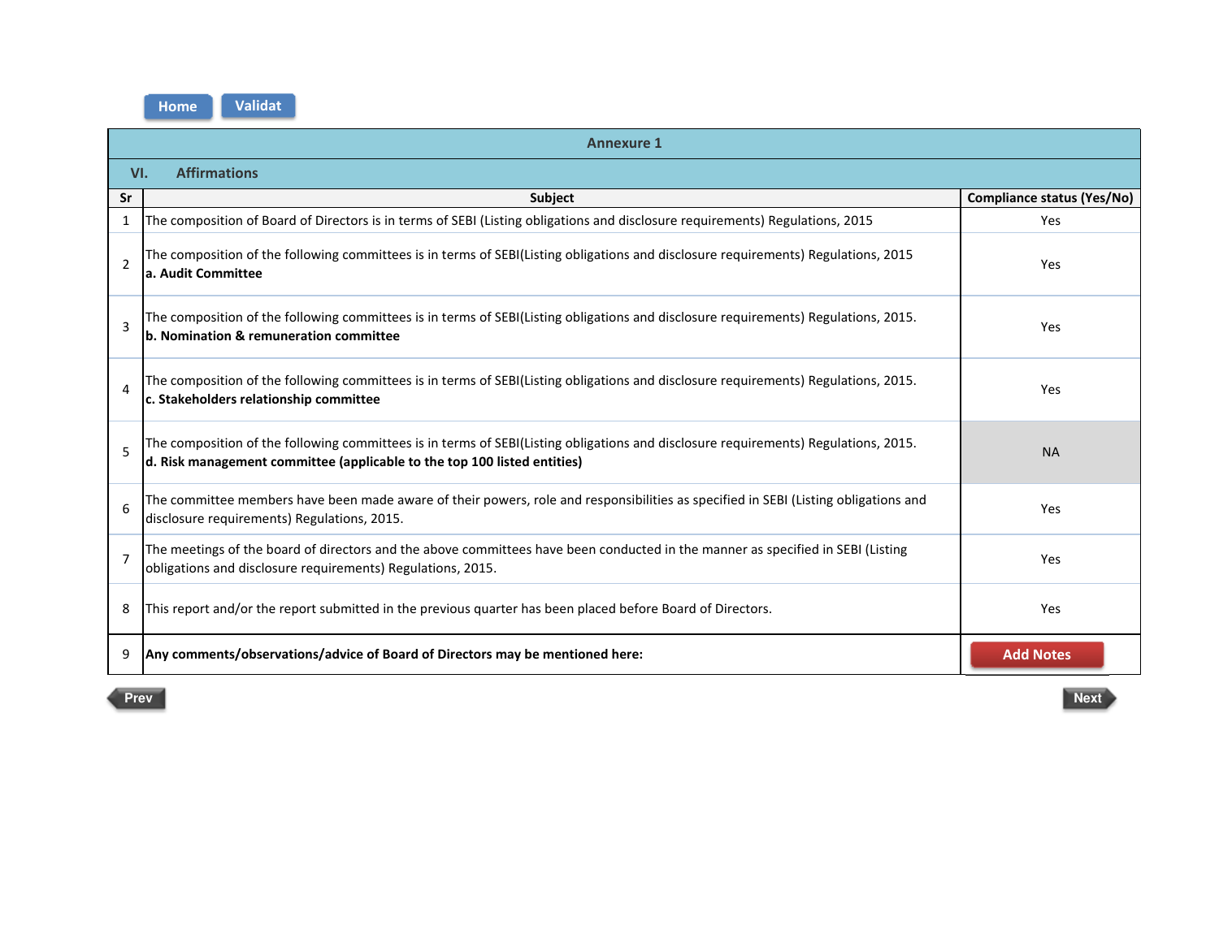Home Validat

## Annexure 1

### VI. Affirmations

| Sr | Subject | Compliance status (Yes/No) |
|---|---|---|
| 1 | The composition of Board of Directors is in terms of SEBI (Listing obligations and disclosure requirements) Regulations, 2015 | Yes |
| 2 | The composition of the following committees is in terms of SEBI(Listing obligations and disclosure requirements) Regulations, 2015 **a. Audit Committee** | Yes |
| 3 | The composition of the following committees is in terms of SEBI(Listing obligations and disclosure requirements) Regulations, 2015. **b. Nomination & remuneration committee** | Yes |
| 4 | The composition of the following committees is in terms of SEBI(Listing obligations and disclosure requirements) Regulations, 2015. **c. Stakeholders relationship committee** | Yes |
| 5 | The composition of the following committees is in terms of SEBI(Listing obligations and disclosure requirements) Regulations, 2015. **d. Risk management committee (applicable to the top 100 listed entities)** | NA |
| 6 | The committee members have been made aware of their powers, role and responsibilities as specified in SEBI (Listing obligations and disclosure requirements) Regulations, 2015. | Yes |
| 7 | The meetings of the board of directors and the above committees have been conducted in the manner as specified in SEBI (Listing obligations and disclosure requirements) Regulations, 2015. | Yes |
| 8 | This report and/or the report submitted in the previous quarter has been placed before Board of Directors. | Yes |
| 9 | **Any comments/observations/advice of Board of Directors may be mentioned here:** | Add Notes |

Prev Next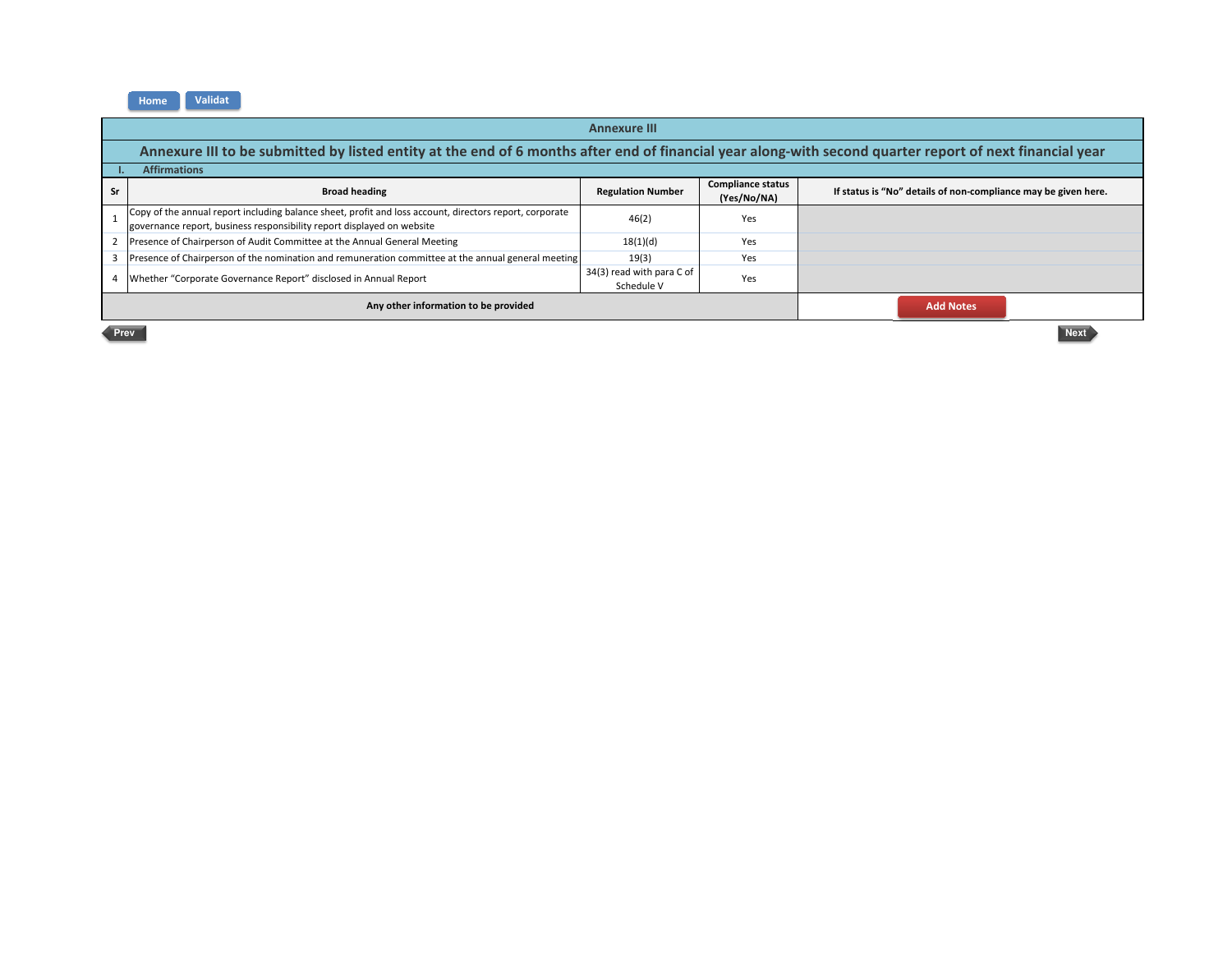Home | Validat

# Annexure III

## Annexure III to be submitted by listed entity at the end of 6 months after end of financial year along-with second quarter report of next financial year

### I. Affirmations

| Sr | Broad heading | Regulation Number | Compliance status (Yes/No/NA) | If status is "No" details of non-compliance may be given here. |
|---|---|---|---|---|
| 1 | Copy of the annual report including balance sheet, profit and loss account, directors report, corporate governance report, business responsibility report displayed on website | 46(2) | Yes | |
| 2 | Presence of Chairperson of Audit Committee at the Annual General Meeting | 18(1)(d) | Yes | |
| 3 | Presence of Chairperson of the nomination and remuneration committee at the annual general meeting | 19(3) | Yes | |
| 4 | Whether "Corporate Governance Report" disclosed in Annual Report | 34(3) read with para C of Schedule V | Yes | |
| | Any other information to be provided | | | Add Notes |

Prev | Next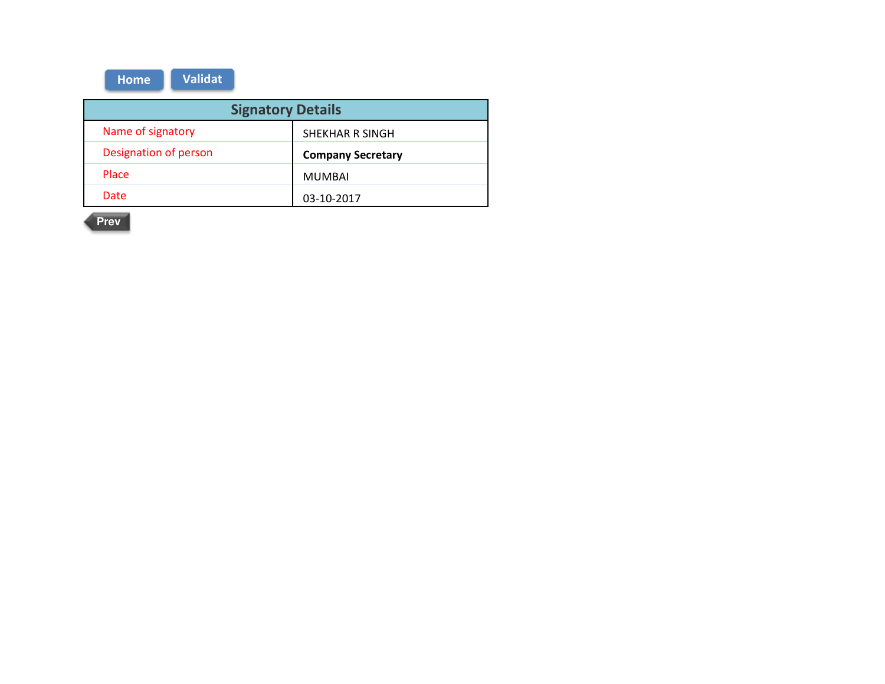Home Validat

| Signatory Details | |
|---|---|
| Name of signatory | SHEKHAR R SINGH |
| Designation of person | **Company Secretary** |
| Place | MUMBAI |
| Date | 03-10-2017 |

Prev